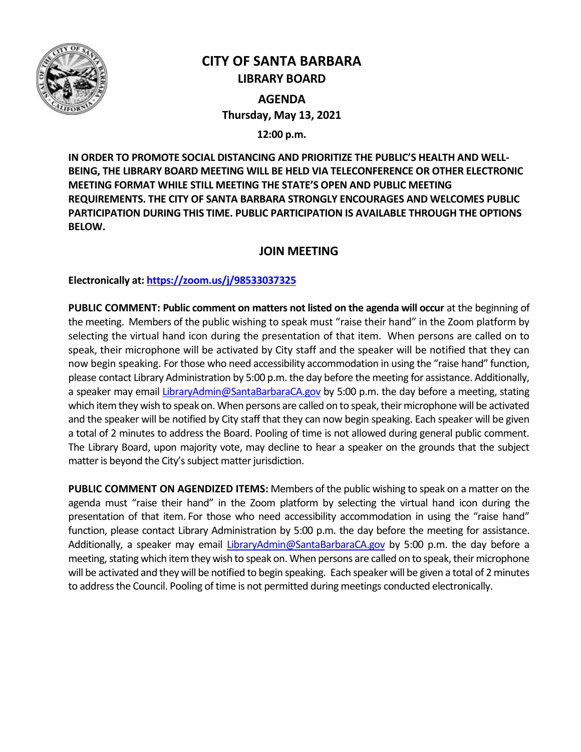# CITY OF SANTA BARBARA

## LIBRARY BOARD

## AGENDA

**Thursday, May 13, 2021**

**12:00 p.m.**

**IN ORDER TO PROMOTE SOCIAL DISTANCING AND PRIORITIZE THE PUBLIC'S HEALTH AND WELL-BEING, THE LIBRARY BOARD MEETING WILL BE HELD VIA TELECONFERENCE OR OTHER ELECTRONIC MEETING FORMAT WHILE STILL MEETING THE STATE'S OPEN AND PUBLIC MEETING REQUIREMENTS. THE CITY OF SANTA BARBARA STRONGLY ENCOURAGES AND WELCOMES PUBLIC PARTICIPATION DURING THIS TIME. PUBLIC PARTICIPATION IS AVAILABLE THROUGH THE OPTIONS BELOW.**

## JOIN MEETING

**Electronically at: [https://zoom.us/j/98533037325](https://zoom.us/j/98533037325)**

**PUBLIC COMMENT: Public comment on matters not listed on the agenda will occur** at the beginning of the meeting. Members of the public wishing to speak must "raise their hand" in the Zoom platform by selecting the virtual hand icon during the presentation of that item. When persons are called on to speak, their microphone will be activated by City staff and the speaker will be notified that they can now begin speaking. For those who need accessibility accommodation in using the "raise hand" function, please contact Library Administration by 5:00 p.m. the day before the meeting for assistance. Additionally, a speaker may email LibraryAdmin@SantaBarbaraCA.gov by 5:00 p.m. the day before a meeting, stating which item they wish to speak on. When persons are called on to speak, their microphone will be activated and the speaker will be notified by City staff that they can now begin speaking. Each speaker will be given a total of 2 minutes to address the Board. Pooling of time is not allowed during general public comment. The Library Board, upon majority vote, may decline to hear a speaker on the grounds that the subject matter is beyond the City's subject matter jurisdiction.

**PUBLIC COMMENT ON AGENDIZED ITEMS:** Members of the public wishing to speak on a matter on the agenda must "raise their hand" in the Zoom platform by selecting the virtual hand icon during the presentation of that item. For those who need accessibility accommodation in using the "raise hand" function, please contact Library Administration by 5:00 p.m. the day before the meeting for assistance. Additionally, a speaker may email LibraryAdmin@SantaBarbaraCA.gov by 5:00 p.m. the day before a meeting, stating which item they wish to speak on. When persons are called on to speak, their microphone will be activated and they will be notified to begin speaking. Each speaker will be given a total of 2 minutes to address the Council. Pooling of time is not permitted during meetings conducted electronically.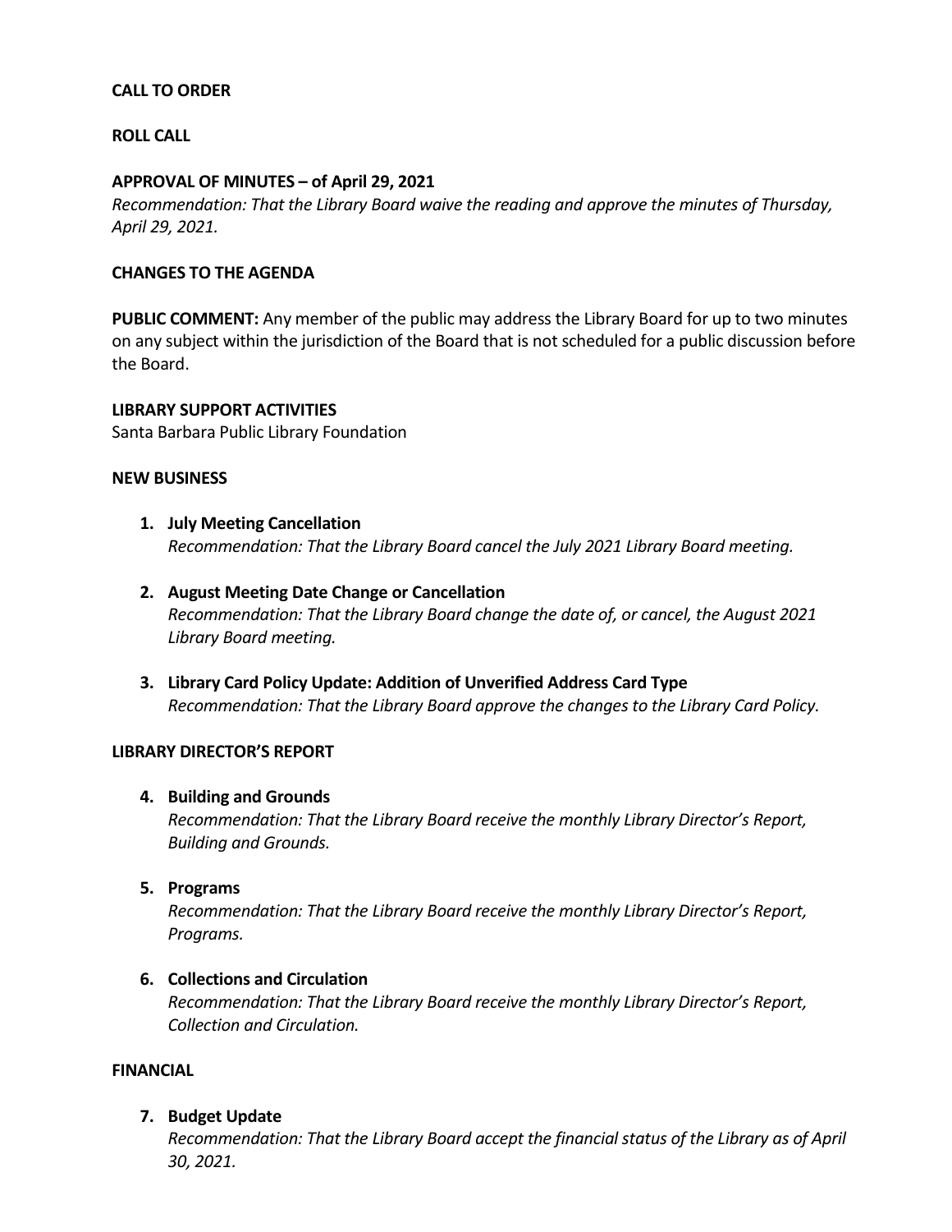**CALL TO ORDER**

**ROLL CALL**

**APPROVAL OF MINUTES – of April 29, 2021**

*Recommendation: That the Library Board waive the reading and approve the minutes of Thursday, April 29, 2021.*

**CHANGES TO THE AGENDA**

**PUBLIC COMMENT:** Any member of the public may address the Library Board for up to two minutes on any subject within the jurisdiction of the Board that is not scheduled for a public discussion before the Board.

**LIBRARY SUPPORT ACTIVITIES**

Santa Barbara Public Library Foundation

**NEW BUSINESS**

1. **July Meeting Cancellation**
   *Recommendation: That the Library Board cancel the July 2021 Library Board meeting.*

2. **August Meeting Date Change or Cancellation**
   *Recommendation: That the Library Board change the date of, or cancel, the August 2021 Library Board meeting.*

3. **Library Card Policy Update: Addition of Unverified Address Card Type**
   *Recommendation: That the Library Board approve the changes to the Library Card Policy.*

**LIBRARY DIRECTOR'S REPORT**

4. **Building and Grounds**
   *Recommendation: That the Library Board receive the monthly Library Director's Report, Building and Grounds.*

5. **Programs**
   *Recommendation: That the Library Board receive the monthly Library Director's Report, Programs.*

6. **Collections and Circulation**
   *Recommendation: That the Library Board receive the monthly Library Director's Report, Collection and Circulation.*

**FINANCIAL**

7. **Budget Update**
   *Recommendation: That the Library Board accept the financial status of the Library as of April 30, 2021.*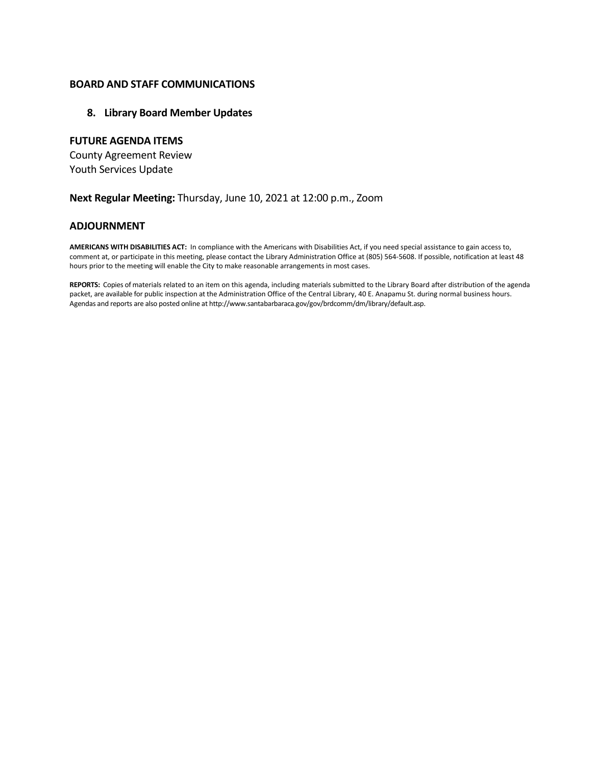## BOARD AND STAFF COMMUNICATIONS

### 8. Library Board Member Updates

## FUTURE AGENDA ITEMS

County Agreement Review
Youth Services Update

**Next Regular Meeting:** Thursday, June 10, 2021 at 12:00 p.m., Zoom

## ADJOURNMENT

**AMERICANS WITH DISABILITIES ACT:** In compliance with the Americans with Disabilities Act, if you need special assistance to gain access to, comment at, or participate in this meeting, please contact the Library Administration Office at (805) 564-5608. If possible, notification at least 48 hours prior to the meeting will enable the City to make reasonable arrangements in most cases.

**REPORTS:** Copies of materials related to an item on this agenda, including materials submitted to the Library Board after distribution of the agenda packet, are available for public inspection at the Administration Office of the Central Library, 40 E. Anapamu St. during normal business hours. Agendas and reports are also posted online at http://www.santabarbaraca.gov/gov/brdcomm/dm/library/default.asp.